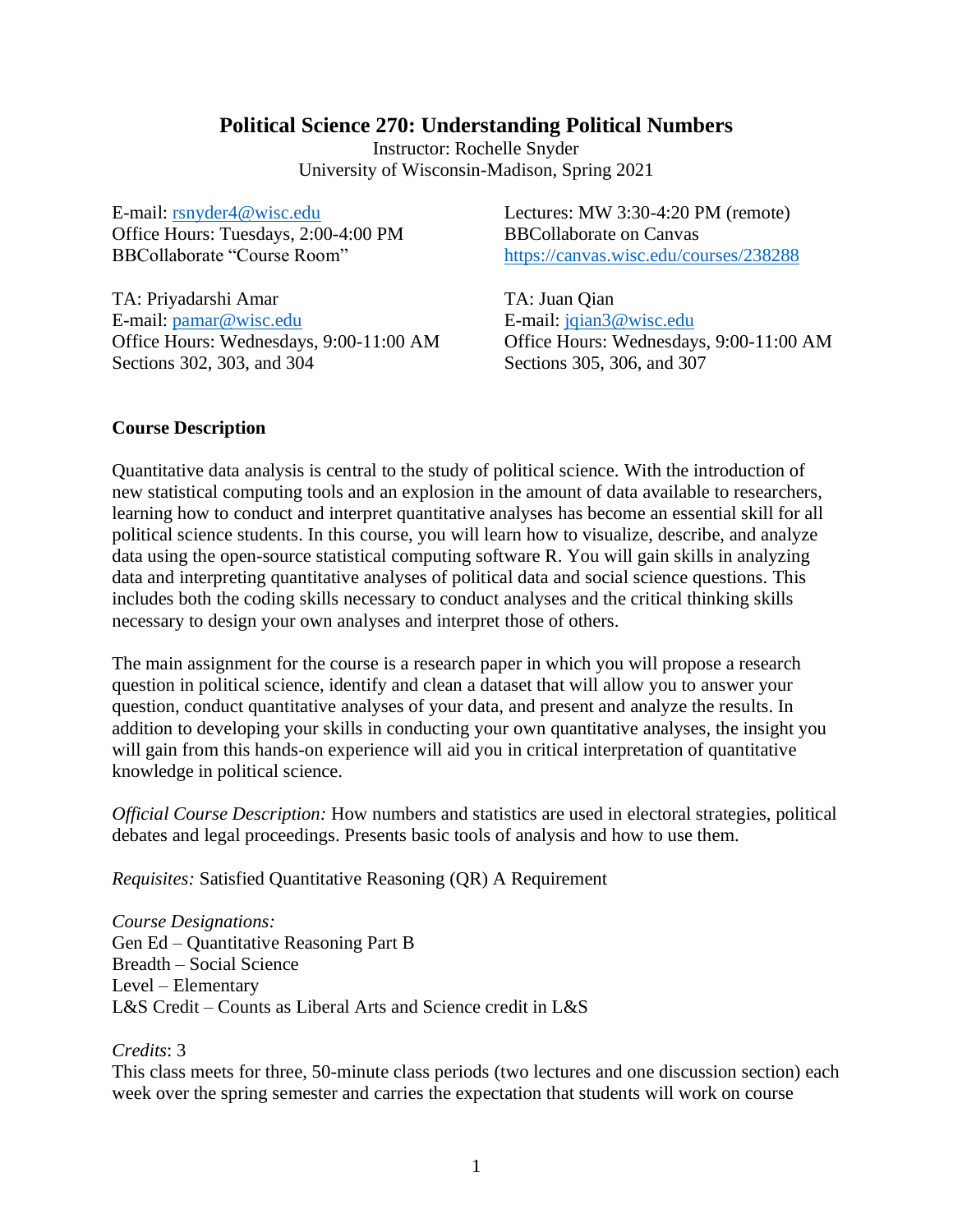# Political Science 270: Understanding Political Numbers

Instructor: Rochelle Snyder
University of Wisconsin-Madison, Spring 2021

E-mail: rsnyder4@wisc.edu
Office Hours: Tuesdays, 2:00-4:00 PM
BBCollaborate "Course Room"

Lectures: MW 3:30-4:20 PM (remote)
BBCollaborate on Canvas
https://canvas.wisc.edu/courses/238288

TA: Priyadarshi Amar
E-mail: pamar@wisc.edu
Office Hours: Wednesdays, 9:00-11:00 AM
Sections 302, 303, and 304

TA: Juan Qian
E-mail: jqian3@wisc.edu
Office Hours: Wednesdays, 9:00-11:00 AM
Sections 305, 306, and 307

**Course Description**

Quantitative data analysis is central to the study of political science. With the introduction of new statistical computing tools and an explosion in the amount of data available to researchers, learning how to conduct and interpret quantitative analyses has become an essential skill for all political science students. In this course, you will learn how to visualize, describe, and analyze data using the open-source statistical computing software R. You will gain skills in analyzing data and interpreting quantitative analyses of political data and social science questions. This includes both the coding skills necessary to conduct analyses and the critical thinking skills necessary to design your own analyses and interpret those of others.

The main assignment for the course is a research paper in which you will propose a research question in political science, identify and clean a dataset that will allow you to answer your question, conduct quantitative analyses of your data, and present and analyze the results. In addition to developing your skills in conducting your own quantitative analyses, the insight you will gain from this hands-on experience will aid you in critical interpretation of quantitative knowledge in political science.

*Official Course Description:* How numbers and statistics are used in electoral strategies, political debates and legal proceedings. Presents basic tools of analysis and how to use them.

*Requisites:* Satisfied Quantitative Reasoning (QR) A Requirement

*Course Designations:*
Gen Ed – Quantitative Reasoning Part B
Breadth – Social Science
Level – Elementary
L&S Credit – Counts as Liberal Arts and Science credit in L&S

*Credits*: 3
This class meets for three, 50-minute class periods (two lectures and one discussion section) each week over the spring semester and carries the expectation that students will work on course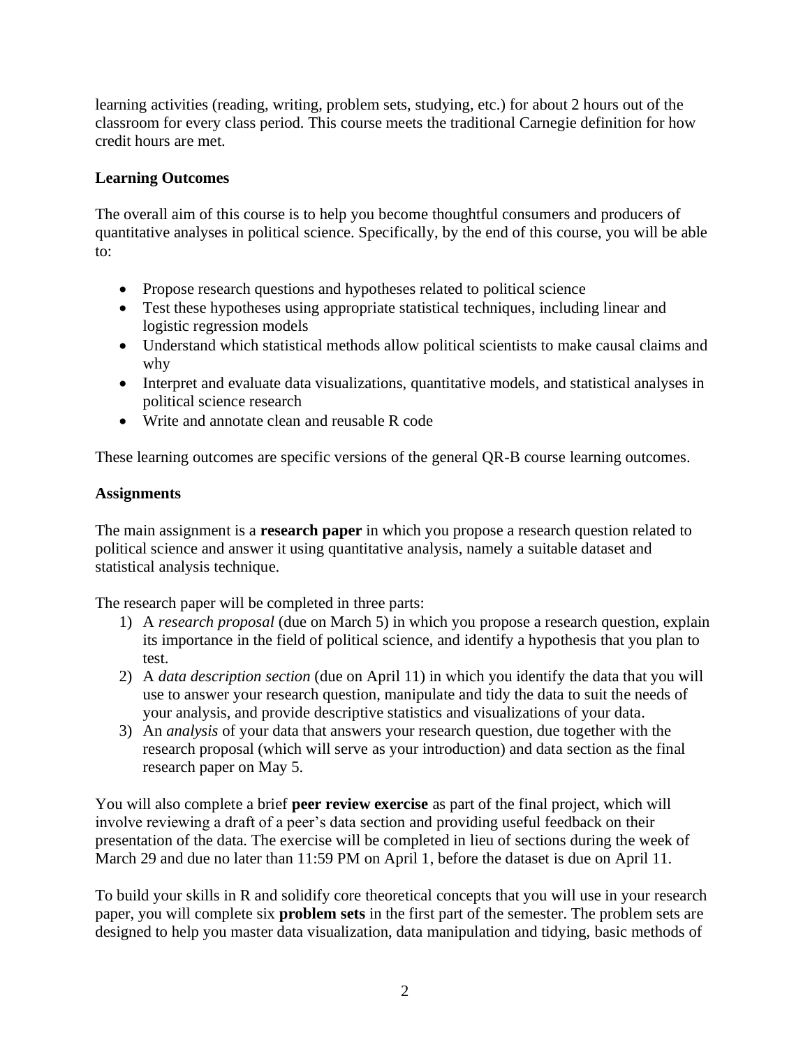learning activities (reading, writing, problem sets, studying, etc.) for about 2 hours out of the classroom for every class period. This course meets the traditional Carnegie definition for how credit hours are met.

**Learning Outcomes**

The overall aim of this course is to help you become thoughtful consumers and producers of quantitative analyses in political science. Specifically, by the end of this course, you will be able to:

- Propose research questions and hypotheses related to political science
- Test these hypotheses using appropriate statistical techniques, including linear and logistic regression models
- Understand which statistical methods allow political scientists to make causal claims and why
- Interpret and evaluate data visualizations, quantitative models, and statistical analyses in political science research
- Write and annotate clean and reusable R code

These learning outcomes are specific versions of the general QR-B course learning outcomes.

**Assignments**

The main assignment is a **research paper** in which you propose a research question related to political science and answer it using quantitative analysis, namely a suitable dataset and statistical analysis technique.

The research paper will be completed in three parts:

1) A *research proposal* (due on March 5) in which you propose a research question, explain its importance in the field of political science, and identify a hypothesis that you plan to test.
2) A *data description section* (due on April 11) in which you identify the data that you will use to answer your research question, manipulate and tidy the data to suit the needs of your analysis, and provide descriptive statistics and visualizations of your data.
3) An *analysis* of your data that answers your research question, due together with the research proposal (which will serve as your introduction) and data section as the final research paper on May 5.

You will also complete a brief **peer review exercise** as part of the final project, which will involve reviewing a draft of a peer's data section and providing useful feedback on their presentation of the data. The exercise will be completed in lieu of sections during the week of March 29 and due no later than 11:59 PM on April 1, before the dataset is due on April 11.

To build your skills in R and solidify core theoretical concepts that you will use in your research paper, you will complete six **problem sets** in the first part of the semester. The problem sets are designed to help you master data visualization, data manipulation and tidying, basic methods of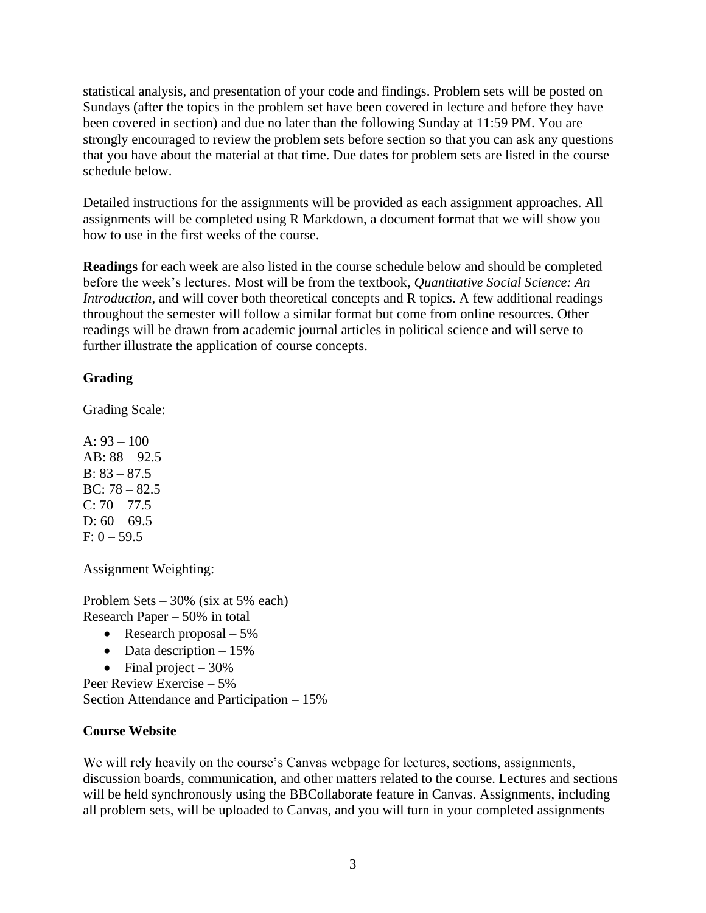statistical analysis, and presentation of your code and findings. Problem sets will be posted on Sundays (after the topics in the problem set have been covered in lecture and before they have been covered in section) and due no later than the following Sunday at 11:59 PM. You are strongly encouraged to review the problem sets before section so that you can ask any questions that you have about the material at that time. Due dates for problem sets are listed in the course schedule below.

Detailed instructions for the assignments will be provided as each assignment approaches. All assignments will be completed using R Markdown, a document format that we will show you how to use in the first weeks of the course.

**Readings** for each week are also listed in the course schedule below and should be completed before the week's lectures. Most will be from the textbook, *Quantitative Social Science: An Introduction*, and will cover both theoretical concepts and R topics. A few additional readings throughout the semester will follow a similar format but come from online resources. Other readings will be drawn from academic journal articles in political science and will serve to further illustrate the application of course concepts.

### Grading

Grading Scale:

A: 93 – 100
AB: 88 – 92.5
B: 83 – 87.5
BC: 78 – 82.5
C: 70 – 77.5
D: 60 – 69.5
F: 0 – 59.5

Assignment Weighting:

Problem Sets – 30% (six at 5% each)
Research Paper – 50% in total

- Research proposal – 5%
- Data description – 15%
- Final project – 30%

Peer Review Exercise – 5%
Section Attendance and Participation – 15%

### Course Website

We will rely heavily on the course's Canvas webpage for lectures, sections, assignments, discussion boards, communication, and other matters related to the course. Lectures and sections will be held synchronously using the BBCollaborate feature in Canvas. Assignments, including all problem sets, will be uploaded to Canvas, and you will turn in your completed assignments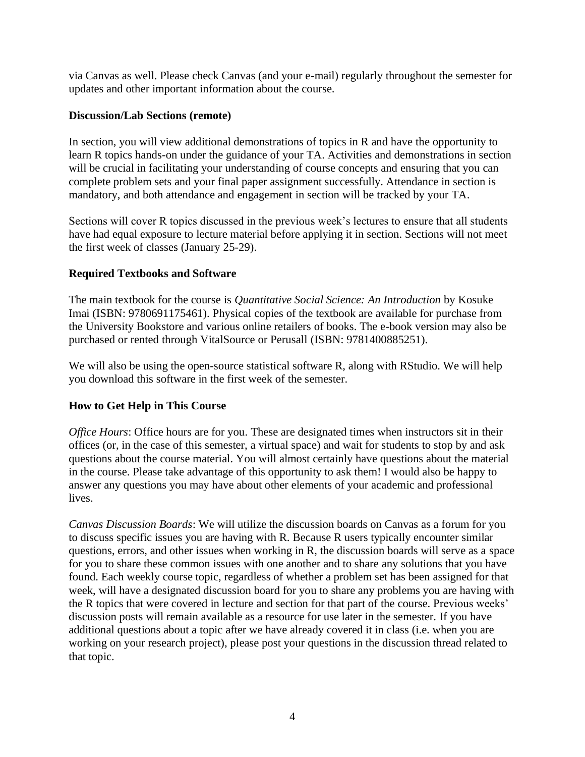via Canvas as well. Please check Canvas (and your e-mail) regularly throughout the semester for updates and other important information about the course.

**Discussion/Lab Sections (remote)**

In section, you will view additional demonstrations of topics in R and have the opportunity to learn R topics hands-on under the guidance of your TA. Activities and demonstrations in section will be crucial in facilitating your understanding of course concepts and ensuring that you can complete problem sets and your final paper assignment successfully. Attendance in section is mandatory, and both attendance and engagement in section will be tracked by your TA.

Sections will cover R topics discussed in the previous week's lectures to ensure that all students have had equal exposure to lecture material before applying it in section. Sections will not meet the first week of classes (January 25-29).

**Required Textbooks and Software**

The main textbook for the course is *Quantitative Social Science: An Introduction* by Kosuke Imai (ISBN: 9780691175461). Physical copies of the textbook are available for purchase from the University Bookstore and various online retailers of books. The e-book version may also be purchased or rented through VitalSource or Perusall (ISBN: 9781400885251).

We will also be using the open-source statistical software R, along with RStudio. We will help you download this software in the first week of the semester.

**How to Get Help in This Course**

*Office Hours*: Office hours are for you. These are designated times when instructors sit in their offices (or, in the case of this semester, a virtual space) and wait for students to stop by and ask questions about the course material. You will almost certainly have questions about the material in the course. Please take advantage of this opportunity to ask them! I would also be happy to answer any questions you may have about other elements of your academic and professional lives.

*Canvas Discussion Boards*: We will utilize the discussion boards on Canvas as a forum for you to discuss specific issues you are having with R. Because R users typically encounter similar questions, errors, and other issues when working in R, the discussion boards will serve as a space for you to share these common issues with one another and to share any solutions that you have found. Each weekly course topic, regardless of whether a problem set has been assigned for that week, will have a designated discussion board for you to share any problems you are having with the R topics that were covered in lecture and section for that part of the course. Previous weeks' discussion posts will remain available as a resource for use later in the semester. If you have additional questions about a topic after we have already covered it in class (i.e. when you are working on your research project), please post your questions in the discussion thread related to that topic.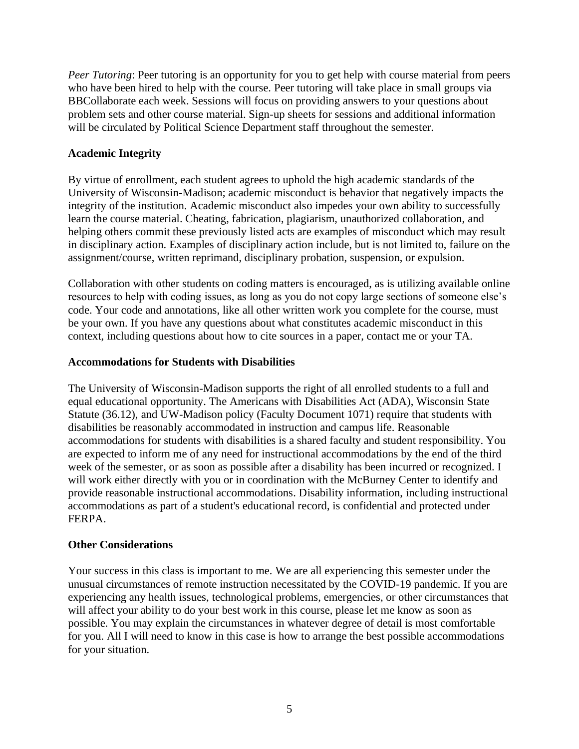*Peer Tutoring*: Peer tutoring is an opportunity for you to get help with course material from peers who have been hired to help with the course. Peer tutoring will take place in small groups via BBCollaborate each week. Sessions will focus on providing answers to your questions about problem sets and other course material. Sign-up sheets for sessions and additional information will be circulated by Political Science Department staff throughout the semester.

**Academic Integrity**

By virtue of enrollment, each student agrees to uphold the high academic standards of the University of Wisconsin-Madison; academic misconduct is behavior that negatively impacts the integrity of the institution. Academic misconduct also impedes your own ability to successfully learn the course material. Cheating, fabrication, plagiarism, unauthorized collaboration, and helping others commit these previously listed acts are examples of misconduct which may result in disciplinary action. Examples of disciplinary action include, but is not limited to, failure on the assignment/course, written reprimand, disciplinary probation, suspension, or expulsion.

Collaboration with other students on coding matters is encouraged, as is utilizing available online resources to help with coding issues, as long as you do not copy large sections of someone else's code. Your code and annotations, like all other written work you complete for the course, must be your own. If you have any questions about what constitutes academic misconduct in this context, including questions about how to cite sources in a paper, contact me or your TA.

**Accommodations for Students with Disabilities**

The University of Wisconsin-Madison supports the right of all enrolled students to a full and equal educational opportunity. The Americans with Disabilities Act (ADA), Wisconsin State Statute (36.12), and UW-Madison policy (Faculty Document 1071) require that students with disabilities be reasonably accommodated in instruction and campus life. Reasonable accommodations for students with disabilities is a shared faculty and student responsibility. You are expected to inform me of any need for instructional accommodations by the end of the third week of the semester, or as soon as possible after a disability has been incurred or recognized. I will work either directly with you or in coordination with the McBurney Center to identify and provide reasonable instructional accommodations. Disability information, including instructional accommodations as part of a student's educational record, is confidential and protected under FERPA.

**Other Considerations**

Your success in this class is important to me. We are all experiencing this semester under the unusual circumstances of remote instruction necessitated by the COVID-19 pandemic. If you are experiencing any health issues, technological problems, emergencies, or other circumstances that will affect your ability to do your best work in this course, please let me know as soon as possible. You may explain the circumstances in whatever degree of detail is most comfortable for you. All I will need to know in this case is how to arrange the best possible accommodations for your situation.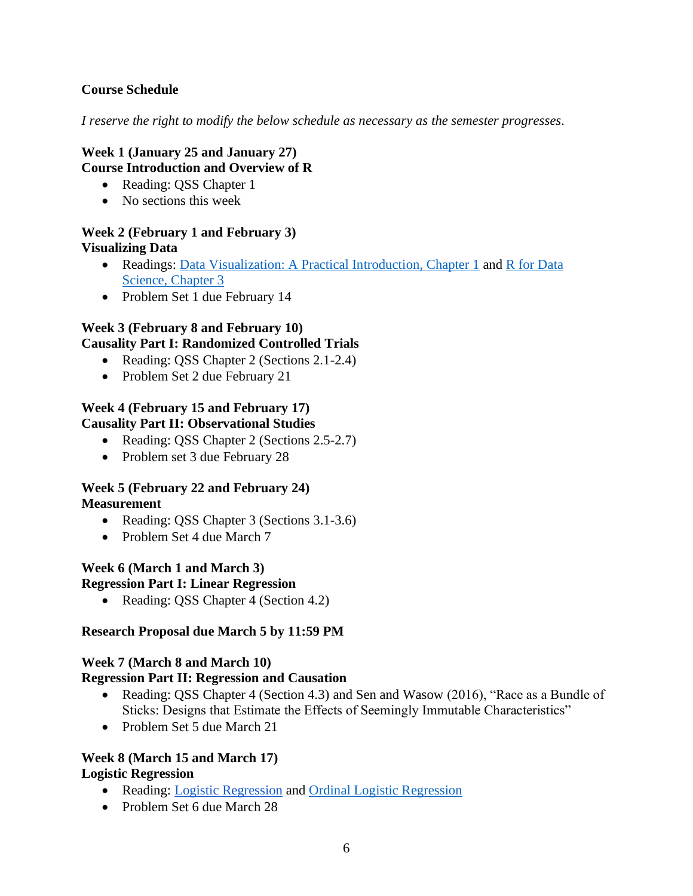## Course Schedule

*I reserve the right to modify the below schedule as necessary as the semester progresses.*

**Week 1 (January 25 and January 27)**
**Course Introduction and Overview of R**

- Reading: QSS Chapter 1
- No sections this week

**Week 2 (February 1 and February 3)**
**Visualizing Data**

- Readings: Data Visualization: A Practical Introduction, Chapter 1 and R for Data Science, Chapter 3
- Problem Set 1 due February 14

**Week 3 (February 8 and February 10)**
**Causality Part I: Randomized Controlled Trials**

- Reading: QSS Chapter 2 (Sections 2.1-2.4)
- Problem Set 2 due February 21

**Week 4 (February 15 and February 17)**
**Causality Part II: Observational Studies**

- Reading: QSS Chapter 2 (Sections 2.5-2.7)
- Problem set 3 due February 28

**Week 5 (February 22 and February 24)**
**Measurement**

- Reading: QSS Chapter 3 (Sections 3.1-3.6)
- Problem Set 4 due March 7

**Week 6 (March 1 and March 3)**
**Regression Part I: Linear Regression**

- Reading: QSS Chapter 4 (Section 4.2)

**Research Proposal due March 5 by 11:59 PM**

**Week 7 (March 8 and March 10)**
**Regression Part II: Regression and Causation**

- Reading: QSS Chapter 4 (Section 4.3) and Sen and Wasow (2016), "Race as a Bundle of Sticks: Designs that Estimate the Effects of Seemingly Immutable Characteristics"
- Problem Set 5 due March 21

**Week 8 (March 15 and March 17)**
**Logistic Regression**

- Reading: Logistic Regression and Ordinal Logistic Regression
- Problem Set 6 due March 28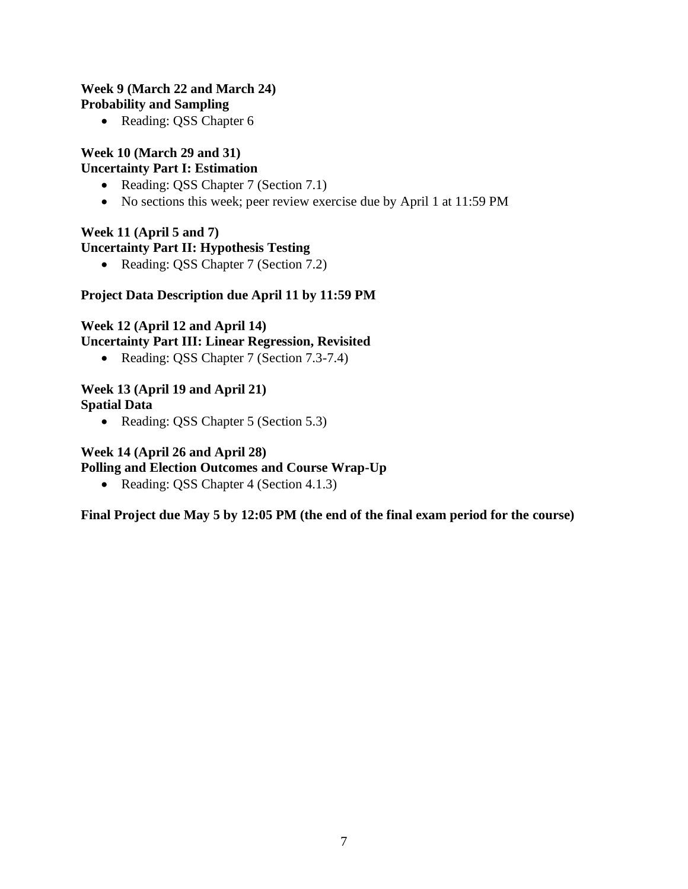**Week 9 (March 22 and March 24)**
**Probability and Sampling**

- Reading: QSS Chapter 6

**Week 10 (March 29 and 31)**
**Uncertainty Part I: Estimation**

- Reading: QSS Chapter 7 (Section 7.1)
- No sections this week; peer review exercise due by April 1 at 11:59 PM

**Week 11 (April 5 and 7)**
**Uncertainty Part II: Hypothesis Testing**

- Reading: QSS Chapter 7 (Section 7.2)

**Project Data Description due April 11 by 11:59 PM**

**Week 12 (April 12 and April 14)**
**Uncertainty Part III: Linear Regression, Revisited**

- Reading: QSS Chapter 7 (Section 7.3-7.4)

**Week 13 (April 19 and April 21)**
**Spatial Data**

- Reading: QSS Chapter 5 (Section 5.3)

**Week 14 (April 26 and April 28)**
**Polling and Election Outcomes and Course Wrap-Up**

- Reading: QSS Chapter 4 (Section 4.1.3)

**Final Project due May 5 by 12:05 PM (the end of the final exam period for the course)**